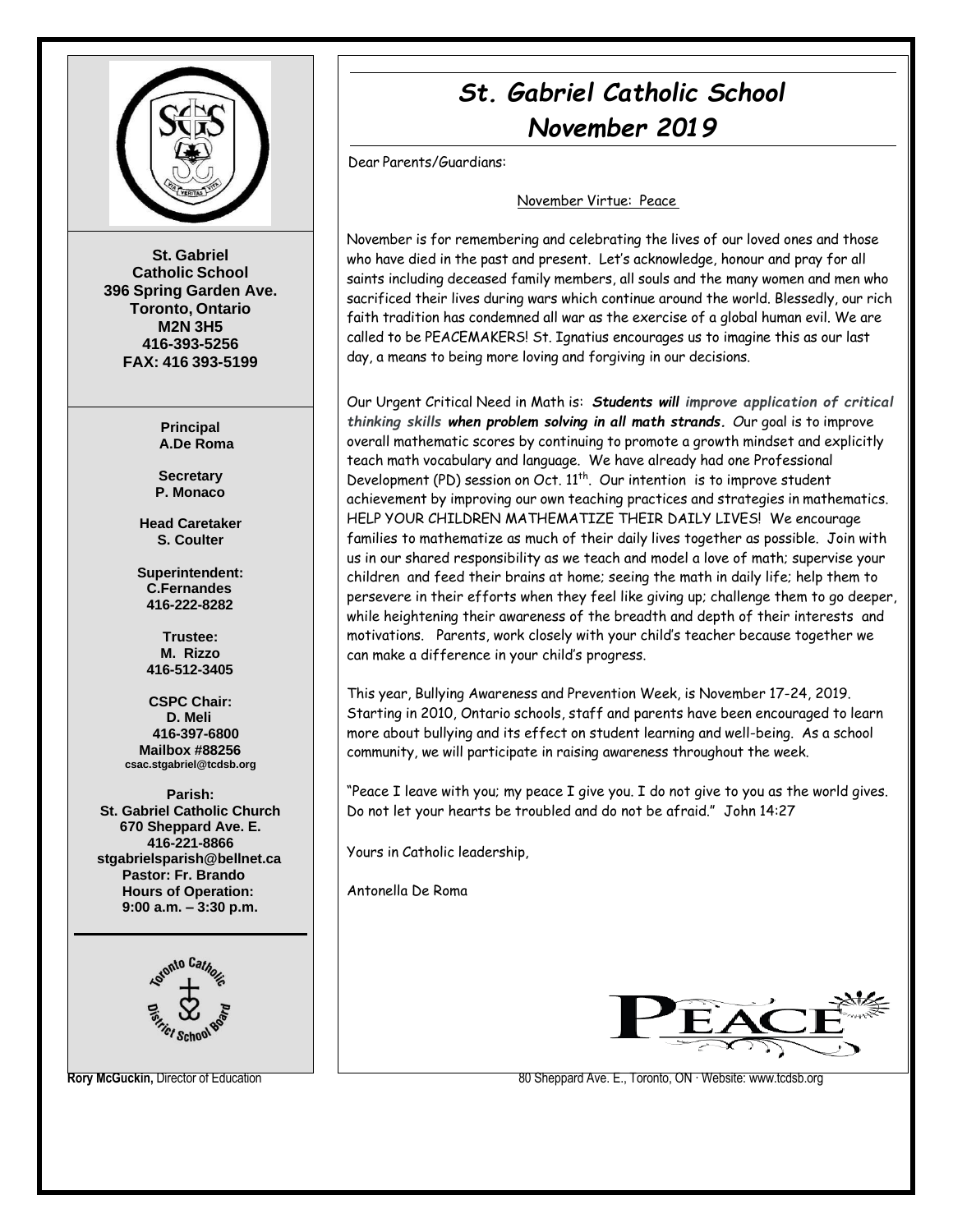# St. Gabriel Catholic School
## November 2019

**St. Gabriel Catholic School**
**396 Spring Garden Ave.**
**Toronto, Ontario**
**M2N 3H5**
**416-393-5256**
**FAX: 416 393-5199**

**Principal**
**A.De Roma**

**Secretary**
**P. Monaco**

**Head Caretaker**
**S. Coulter**

**Superintendent:**
**C.Fernandes**
**416-222-8282**

**Trustee:**
**M. Rizzo**
**416-512-3405**

**CSPC Chair:**
**D. Meli**
**416-397-6800**
**Mailbox #88256**
**csac.stgabriel@tcdsb.org**

**Parish:**
**St. Gabriel Catholic Church**
**670 Sheppard Ave. E.**
**416-221-8866**
**stgabrielsparish@bellnet.ca**
**Pastor: Fr. Brando**
**Hours of Operation:**
**9:00 a.m. – 3:30 p.m.**

Dear Parents/Guardians:

November Virtue: Peace

November is for remembering and celebrating the lives of our loved ones and those who have died in the past and present. Let's acknowledge, honour and pray for all saints including deceased family members, all souls and the many women and men who sacrificed their lives during wars which continue around the world. Blessedly, our rich faith tradition has condemned all war as the exercise of a global human evil. We are called to be PEACEMAKERS! St. Ignatius encourages us to imagine this as our last day, a means to being more loving and forgiving in our decisions.

Our Urgent Critical Need in Math is: ***Students will improve application of critical thinking skills when problem solving in all math strands.*** Our goal is to improve overall mathematic scores by continuing to promote a growth mindset and explicitly teach math vocabulary and language. We have already had one Professional Development (PD) session on Oct. 11th. Our intention is to improve student achievement by improving our own teaching practices and strategies in mathematics. HELP YOUR CHILDREN MATHEMATIZE THEIR DAILY LIVES! We encourage families to mathematize as much of their daily lives together as possible. Join with us in our shared responsibility as we teach and model a love of math; supervise your children and feed their brains at home; seeing the math in daily life; help them to persevere in their efforts when they feel like giving up; challenge them to go deeper, while heightening their awareness of the breadth and depth of their interests and motivations. Parents, work closely with your child's teacher because together we can make a difference in your child's progress.

This year, Bullying Awareness and Prevention Week, is November 17-24, 2019. Starting in 2010, Ontario schools, staff and parents have been encouraged to learn more about bullying and its effect on student learning and well-being. As a school community, we will participate in raising awareness throughout the week.

"Peace I leave with you; my peace I give you. I do not give to you as the world gives. Do not let your hearts be troubled and do not be afraid." John 14:27

Yours in Catholic leadership,

Antonella De Roma

PEACE

**Rory McGuckin,** Director of Education

80 Sheppard Ave. E., Toronto, ON · Website: www.tcdsb.org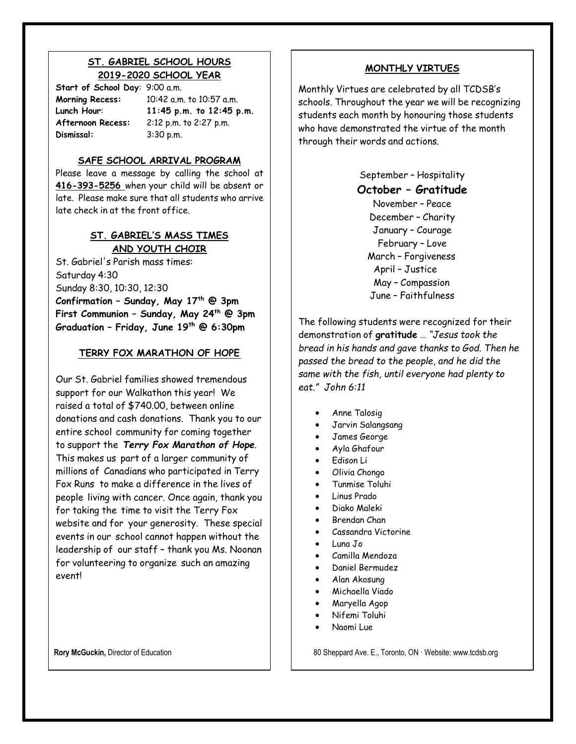## ST. GABRIEL SCHOOL HOURS
## 2019-2020 SCHOOL YEAR

**Start of School Day**: 9:00 a.m.
**Morning Recess:** 10:42 a.m. to 10:57 a.m.
**Lunch Hour**: **11:45 p.m. to 12:45 p.m.**
**Afternoon Recess:** 2:12 p.m. to 2:27 p.m.
**Dismissal:** 3:30 p.m.

### SAFE SCHOOL ARRIVAL PROGRAM

Please leave a message by calling the school at **416-393-5256** when your child will be absent or late. Please make sure that all students who arrive late check in at the front office.

### ST. GABRIEL'S MASS TIMES AND YOUTH CHOIR

St. Gabriel's Parish mass times:
Saturday 4:30
Sunday 8:30, 10:30, 12:30
**Confirmation – Sunday, May 17th @ 3pm**
**First Communion – Sunday, May 24th @ 3pm**
**Graduation – Friday, June 19th @ 6:30pm**

### TERRY FOX MARATHON OF HOPE

Our St. Gabriel families showed tremendous support for our Walkathon this year! We raised a total of $740.00, between online donations and cash donations. Thank you to our entire school community for coming together to support the ***Terry Fox Marathon of Hope***. This makes us part of a larger community of millions of Canadians who participated in Terry Fox Runs to make a difference in the lives of people living with cancer. Once again, thank you for taking the time to visit the Terry Fox website and for your generosity. These special events in our school cannot happen without the leadership of our staff – thank you Ms. Noonan for volunteering to organize such an amazing event!

**Rory McGuckin,** Director of Education

### MONTHLY VIRTUES

Monthly Virtues are celebrated by all TCDSB's schools. Throughout the year we will be recognizing students each month by honouring those students who have demonstrated the virtue of the month through their words and actions.

September – Hospitality
**October – Gratitude**
November – Peace
December – Charity
January – Courage
February – Love
March – Forgiveness
April – Justice
May – Compassion
June – Faithfulness

The following students were recognized for their demonstration of **gratitude** … *"Jesus took the bread in his hands and gave thanks to God. Then he passed the bread to the people, and he did the same with the fish, until everyone had plenty to eat." John 6:11*

- Anne Talosig
- Jarvin Salangsang
- James George
- Ayla Ghafour
- Edison Li
- Olivia Chongo
- Tunmise Toluhi
- Linus Prado
- Diako Maleki
- Brendan Chan
- Cassandra Victorine
- Luna Jo
- Camilla Mendoza
- Daniel Bermudez
- Alan Akosung
- Michaella Viado
- Maryella Agop
- Nifemi Toluhi
- Naomi Lue

80 Sheppard Ave. E., Toronto, ON · Website: www.tcdsb.org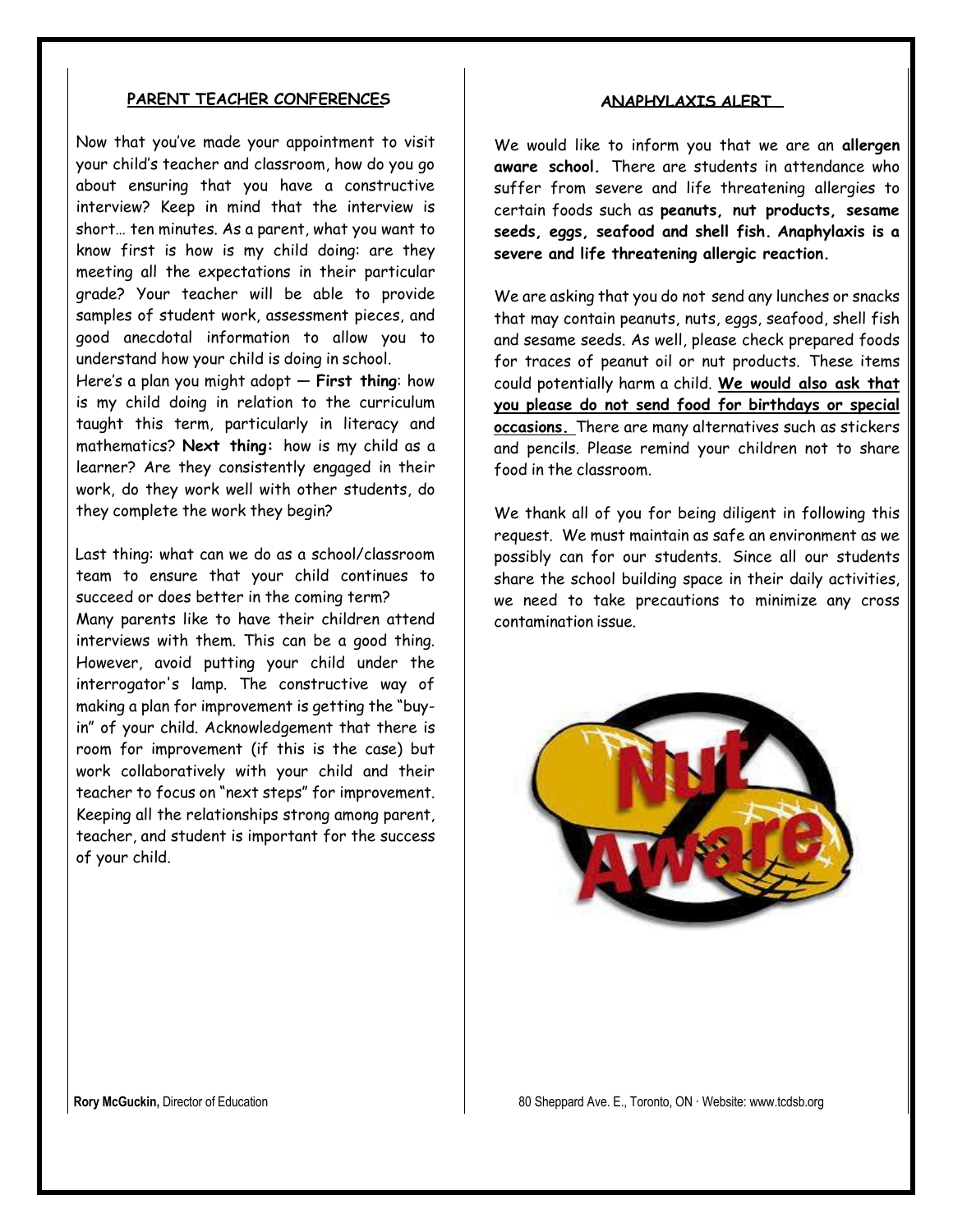## PARENT TEACHER CONFERENCES

Now that you've made your appointment to visit your child's teacher and classroom, how do you go about ensuring that you have a constructive interview? Keep in mind that the interview is short… ten minutes. As a parent, what you want to know first is how is my child doing: are they meeting all the expectations in their particular grade? Your teacher will be able to provide samples of student work, assessment pieces, and good anecdotal information to allow you to understand how your child is doing in school.

Here's a plan you might adopt — **First thing**: how is my child doing in relation to the curriculum taught this term, particularly in literacy and mathematics? **Next thing:** how is my child as a learner? Are they consistently engaged in their work, do they work well with other students, do they complete the work they begin?

Last thing: what can we do as a school/classroom team to ensure that your child continues to succeed or does better in the coming term?

Many parents like to have their children attend interviews with them. This can be a good thing. However, avoid putting your child under the interrogator's lamp. The constructive way of making a plan for improvement is getting the "buy-in" of your child. Acknowledgement that there is room for improvement (if this is the case) but work collaboratively with your child and their teacher to focus on "next steps" for improvement. Keeping all the relationships strong among parent, teacher, and student is important for the success of your child.

## ANAPHYLAXIS ALERT

We would like to inform you that we are an **allergen aware school.** There are students in attendance who suffer from severe and life threatening allergies to certain foods such as **peanuts, nut products, sesame seeds, eggs, seafood and shell fish. Anaphylaxis is a severe and life threatening allergic reaction.**

We are asking that you do not send any lunches or snacks that may contain peanuts, nuts, eggs, seafood, shell fish and sesame seeds. As well, please check prepared foods for traces of peanut oil or nut products. These items could potentially harm a child. **We would also ask that you please do not send food for birthdays or special occasions.** There are many alternatives such as stickers and pencils. Please remind your children not to share food in the classroom.

We thank all of you for being diligent in following this request. We must maintain as safe an environment as we possibly can for our students. Since all our students share the school building space in their daily activities, we need to take precautions to minimize any cross contamination issue.

**Rory McGuckin,** Director of Education

80 Sheppard Ave. E., Toronto, ON · Website: www.tcdsb.org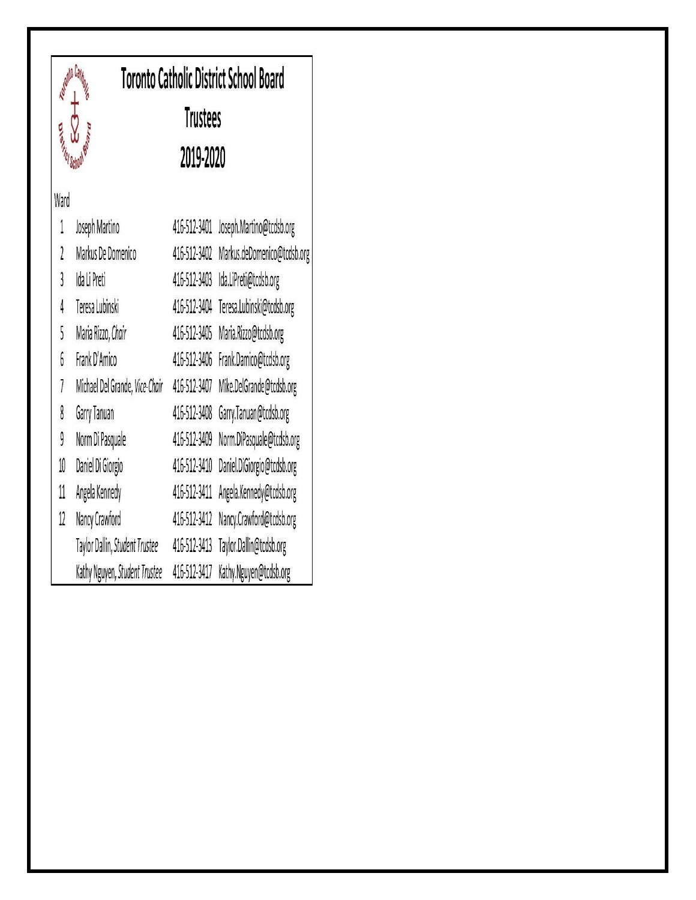# Toronto Catholic District School Board

## Trustees

## 2019-2020

| Ward | Name | Phone | Email |
|---|---|---|---|
| 1 | Joseph Martino | 416-512-3401 | Joseph.Martino@tcdsb.org |
| 2 | Markus De Domenico | 416-512-3402 | Markus.deDomenico@tcdsb.org |
| 3 | Ida Li Preti | 416-512-3403 | Ida.LiPreti@tcdsb.org |
| 4 | Teresa Lubinski | 416-512-3404 | Teresa.Lubinski@tcdsb.org |
| 5 | Maria Rizzo, *Chair* | 416-512-3405 | Maria.Rizzo@tcdsb.org |
| 6 | Frank D'Amico | 416-512-3406 | Frank.Damico@tcdsb.org |
| 7 | Michael Del Grande, *Vice-Chair* | 416-512-3407 | Mike.DelGrande@tcdsb.org |
| 8 | Garry Tanuan | 416-512-3408 | Garry.Tanuan@tcdsb.org |
| 9 | Norm Di Pasquale | 416-512-3409 | Norm.DiPasquale@tcdsb.org |
| 10 | Daniel Di Giorgio | 416-512-3410 | Daniel.DiGiorgio@tcdsb.org |
| 11 | Angela Kennedy | 416-512-3411 | Angela.Kennedy@tcdsb.org |
| 12 | Nancy Crawford | 416-512-3412 | Nancy.Crawford@tcdsb.org |
| | Taylor Dallin, *Student Trustee* | 416-512-3413 | Taylor.Dallin@tcdsb.org |
| | Kathy Nguyen, *Student Trustee* | 416-512-3417 | Kathy.Nguyen@tcdsb.org |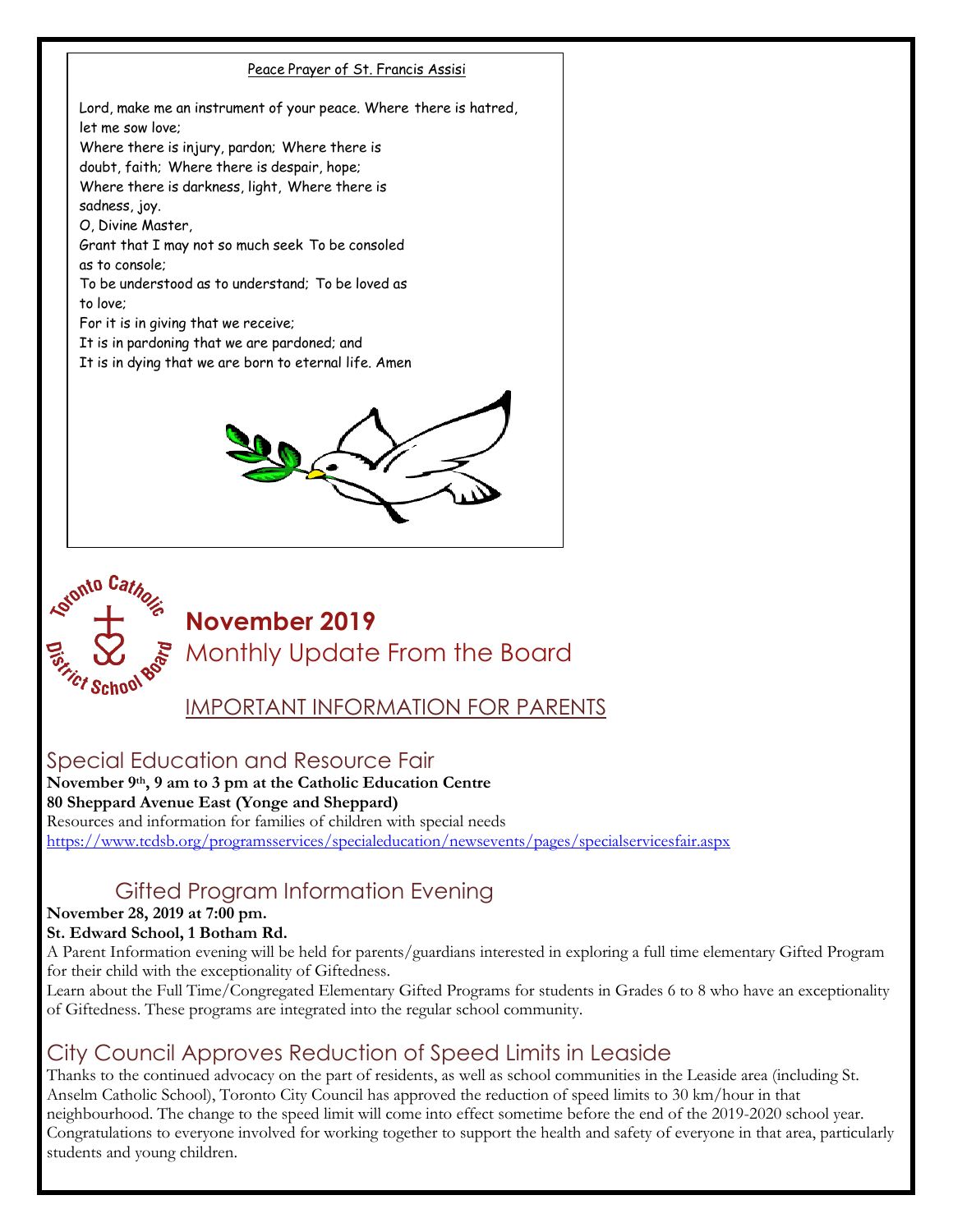Peace Prayer of St. Francis Assisi

Lord, make me an instrument of your peace. Where there is hatred, let me sow love;
Where there is injury, pardon; Where there is doubt, faith; Where there is despair, hope;
Where there is darkness, light, Where there is sadness, joy.
O, Divine Master,
Grant that I may not so much seek To be consoled as to console;
To be understood as to understand; To be loved as to love;
For it is in giving that we receive;
It is in pardoning that we are pardoned; and
It is in dying that we are born to eternal life. Amen

# November 2019

## Monthly Update From the Board

IMPORTANT INFORMATION FOR PARENTS

## Special Education and Resource Fair

**November 9th, 9 am to 3 pm at the Catholic Education Centre**
**80 Sheppard Avenue East (Yonge and Sheppard)**
Resources and information for families of children with special needs
https://www.tcdsb.org/programsservices/specialeducation/newsevents/pages/specialservicesfair.aspx

## Gifted Program Information Evening

**November 28, 2019 at 7:00 pm.**
**St. Edward School, 1 Botham Rd.**
A Parent Information evening will be held for parents/guardians interested in exploring a full time elementary Gifted Program for their child with the exceptionality of Giftedness.
Learn about the Full Time/Congregated Elementary Gifted Programs for students in Grades 6 to 8 who have an exceptionality of Giftedness. These programs are integrated into the regular school community.

## City Council Approves Reduction of Speed Limits in Leaside

Thanks to the continued advocacy on the part of residents, as well as school communities in the Leaside area (including St. Anselm Catholic School), Toronto City Council has approved the reduction of speed limits to 30 km/hour in that neighbourhood. The change to the speed limit will come into effect sometime before the end of the 2019-2020 school year. Congratulations to everyone involved for working together to support the health and safety of everyone in that area, particularly students and young children.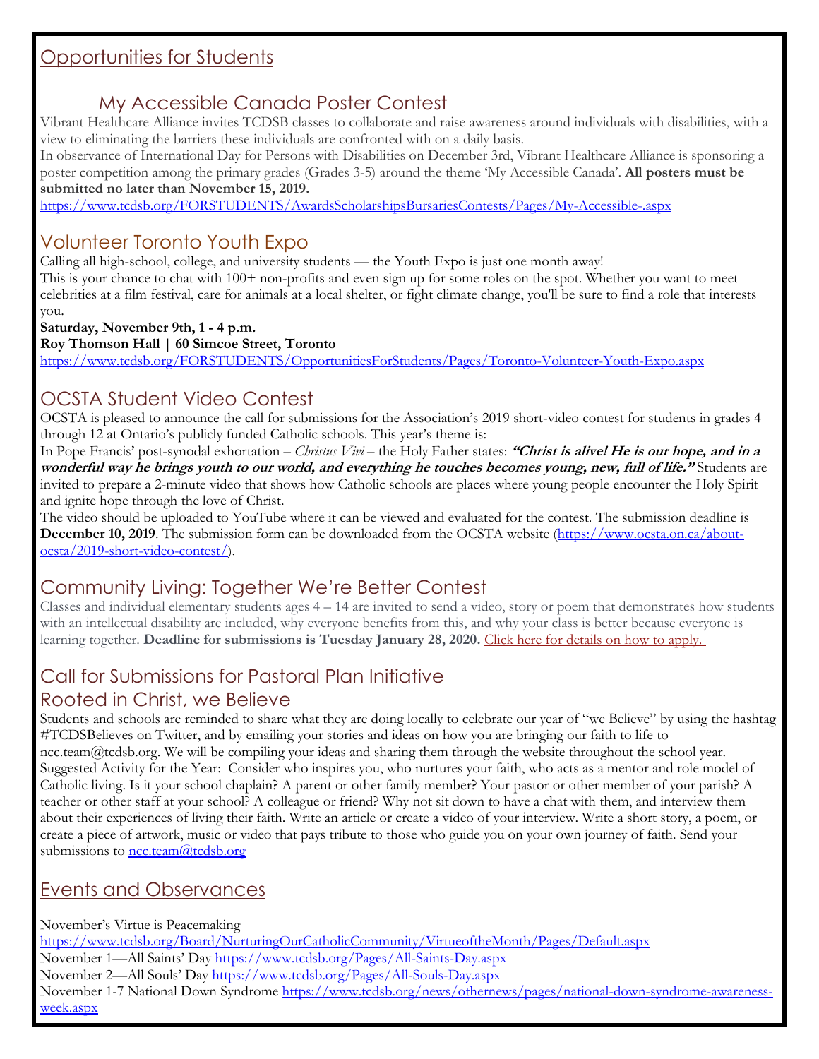## Opportunities for Students

### My Accessible Canada Poster Contest

Vibrant Healthcare Alliance invites TCDSB classes to collaborate and raise awareness around individuals with disabilities, with a view to eliminating the barriers these individuals are confronted with on a daily basis.

In observance of International Day for Persons with Disabilities on December 3rd, Vibrant Healthcare Alliance is sponsoring a poster competition among the primary grades (Grades 3-5) around the theme 'My Accessible Canada'. **All posters must be submitted no later than November 15, 2019.**

https://www.tcdsb.org/FORSTUDENTS/AwardsScholarshipsBursariesContests/Pages/My-Accessible-.aspx

### Volunteer Toronto Youth Expo

Calling all high-school, college, and university students — the Youth Expo is just one month away!

This is your chance to chat with 100+ non-profits and even sign up for some roles on the spot. Whether you want to meet celebrities at a film festival, care for animals at a local shelter, or fight climate change, you'll be sure to find a role that interests you.

**Saturday, November 9th, 1 - 4 p.m.**

**Roy Thomson Hall | 60 Simcoe Street, Toronto**

https://www.tcdsb.org/FORSTUDENTS/OpportunitiesForStudents/Pages/Toronto-Volunteer-Youth-Expo.aspx

### OCSTA Student Video Contest

OCSTA is pleased to announce the call for submissions for the Association's 2019 short-video contest for students in grades 4 through 12 at Ontario's publicly funded Catholic schools. This year's theme is:

In Pope Francis' post-synodal exhortation – *Christus Vivi* – the Holy Father states: ***"Christ is alive! He is our hope, and in a wonderful way he brings youth to our world, and everything he touches becomes young, new, full of life."*** Students are invited to prepare a 2-minute video that shows how Catholic schools are places where young people encounter the Holy Spirit and ignite hope through the love of Christ.

The video should be uploaded to YouTube where it can be viewed and evaluated for the contest. The submission deadline is **December 10, 2019**. The submission form can be downloaded from the OCSTA website (https://www.ocsta.on.ca/about-ocsta/2019-short-video-contest/).

### Community Living: Together We're Better Contest

Classes and individual elementary students ages 4 – 14 are invited to send a video, story or poem that demonstrates how students with an intellectual disability are included, why everyone benefits from this, and why your class is better because everyone is learning together. **Deadline for submissions is Tuesday January 28, 2020.** Click here for details on how to apply.

### Call for Submissions for Pastoral Plan Initiative
### Rooted in Christ, we Believe

Students and schools are reminded to share what they are doing locally to celebrate our year of "we Believe" by using the hashtag #TCDSBelieves on Twitter, and by emailing your stories and ideas on how you are bringing our faith to life to ncc.team@tcdsb.org. We will be compiling your ideas and sharing them through the website throughout the school year. Suggested Activity for the Year: Consider who inspires you, who nurtures your faith, who acts as a mentor and role model of Catholic living. Is it your school chaplain? A parent or other family member? Your pastor or other member of your parish? A teacher or other staff at your school? A colleague or friend? Why not sit down to have a chat with them, and interview them about their experiences of living their faith. Write an article or create a video of your interview. Write a short story, a poem, or create a piece of artwork, music or video that pays tribute to those who guide you on your own journey of faith. Send your submissions to ncc.team@tcdsb.org

## Events and Observances

November's Virtue is Peacemaking
https://www.tcdsb.org/Board/NurturingOurCatholicCommunity/VirtueoftheMonth/Pages/Default.aspx

November 1—All Saints' Day https://www.tcdsb.org/Pages/All-Saints-Day.aspx

November 2—All Souls' Day https://www.tcdsb.org/Pages/All-Souls-Day.aspx

November 1-7 National Down Syndrome https://www.tcdsb.org/news/othernews/pages/national-down-syndrome-awareness-week.aspx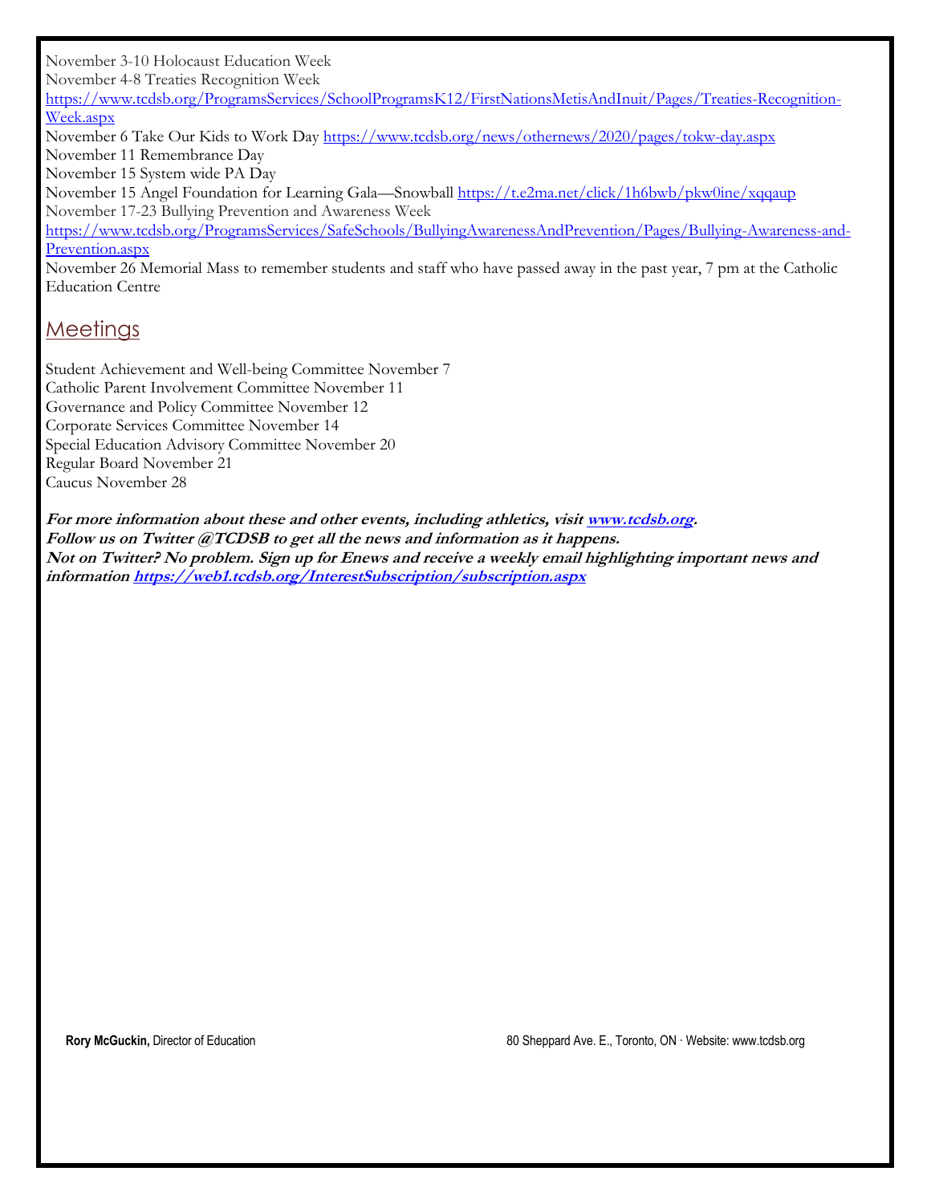November 3-10 Holocaust Education Week
November 4-8 Treaties Recognition Week https://www.tcdsb.org/ProgramsServices/SchoolProgramsK12/FirstNationsMetisAndInuit/Pages/Treaties-Recognition-Week.aspx
November 6 Take Our Kids to Work Day https://www.tcdsb.org/news/othernews/2020/pages/tokw-day.aspx
November 11 Remembrance Day
November 15 System wide PA Day
November 15 Angel Foundation for Learning Gala—Snowball https://t.e2ma.net/click/1h6bwb/pkw0ine/xqqaup
November 17-23 Bullying Prevention and Awareness Week https://www.tcdsb.org/ProgramsServices/SafeSchools/BullyingAwarenessAndPrevention/Pages/Bullying-Awareness-and-Prevention.aspx
November 26 Memorial Mass to remember students and staff who have passed away in the past year, 7 pm at the Catholic Education Centre

## Meetings

Student Achievement and Well-being Committee November 7
Catholic Parent Involvement Committee November 11
Governance and Policy Committee November 12
Corporate Services Committee November 14
Special Education Advisory Committee November 20
Regular Board November 21
Caucus November 28

***For more information about these and other events, including athletics, visit www.tcdsb.org.***
***Follow us on Twitter @TCDSB to get all the news and information as it happens.***
***Not on Twitter? No problem. Sign up for Enews and receive a weekly email highlighting important news and information https://web1.tcdsb.org/InterestSubscription/subscription.aspx***

**Rory McGuckin,** Director of Education

80 Sheppard Ave. E., Toronto, ON · Website: www.tcdsb.org